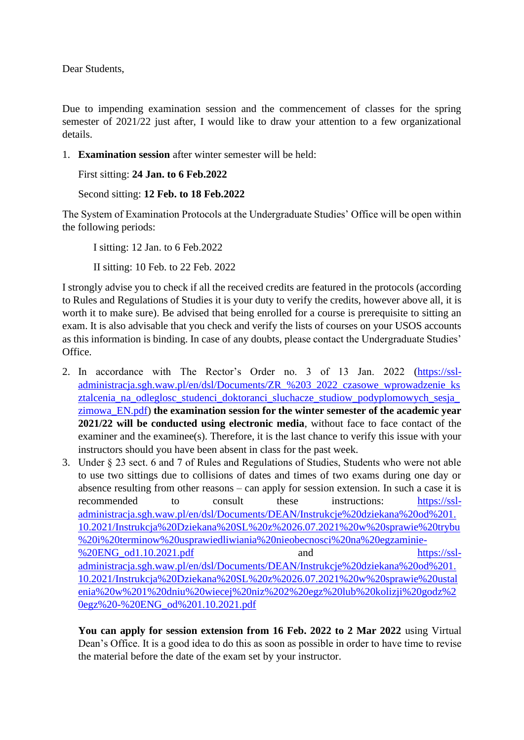Dear Students,

Due to impending examination session and the commencement of classes for the spring semester of 2021/22 just after, I would like to draw your attention to a few organizational details.

1. **Examination session** after winter semester will be held:

   First sitting: **24 Jan. to 6 Feb.2022**

   Second sitting: **12 Feb. to 18 Feb.2022**

The System of Examination Protocols at the Undergraduate Studies' Office will be open within the following periods:

   I sitting: 12 Jan. to 6 Feb.2022

   II sitting: 10 Feb. to 22 Feb. 2022

I strongly advise you to check if all the received credits are featured in the protocols (according to Rules and Regulations of Studies it is your duty to verify the credits, however above all, it is worth it to make sure). Be advised that being enrolled for a course is prerequisite to sitting an exam. It is also advisable that you check and verify the lists of courses on your USOS accounts as this information is binding. In case of any doubts, please contact the Undergraduate Studies' Office.

2. In accordance with The Rector's Order no. 3 of 13 Jan. 2022 (https://ssl-administracja.sgh.waw.pl/en/dsl/Documents/ZR_%203_2022_czasowe_wprowadzenie_ksztalcenia_na_odleglosc_studenci_doktoranci_sluchacze_studiow_podyplomowych_sesja_zimowa_EN.pdf) **the examination session for the winter semester of the academic year 2021/22 will be conducted using electronic media**, without face to face contact of the examiner and the examinee(s). Therefore, it is the last chance to verify this issue with your instructors should you have been absent in class for the past week.
3. Under § 23 sect. 6 and 7 of Rules and Regulations of Studies, Students who were not able to use two sittings due to collisions of dates and times of two exams during one day or absence resulting from other reasons – can apply for session extension. In such a case it is recommended to consult these instructions: https://ssl-administracja.sgh.waw.pl/en/dsl/Documents/DEAN/Instrukcje%20dziekana%20od%201.10.2021/Instrukcja%20Dziekana%20SL%20z%2026.07.2021%20w%20sprawie%20trybu%20i%20terminow%20usprawiedliwiania%20nieobecnosci%20na%20egzaminie-%20ENG_od1.10.2021.pdf and https://ssl-administracja.sgh.waw.pl/en/dsl/Documents/DEAN/Instrukcje%20dziekana%20od%201.10.2021/Instrukcja%20Dziekana%20SL%20z%2026.07.2021%20w%20sprawie%20ustalenia%20w%201%20dniu%20wiecej%20niz%202%20egz%20lub%20kolizji%20godz%20egz%20-%20ENG_od%201.10.2021.pdf

   **You can apply for session extension from 16 Feb. 2022 to 2 Mar 2022** using Virtual Dean's Office. It is a good idea to do this as soon as possible in order to have time to revise the material before the date of the exam set by your instructor.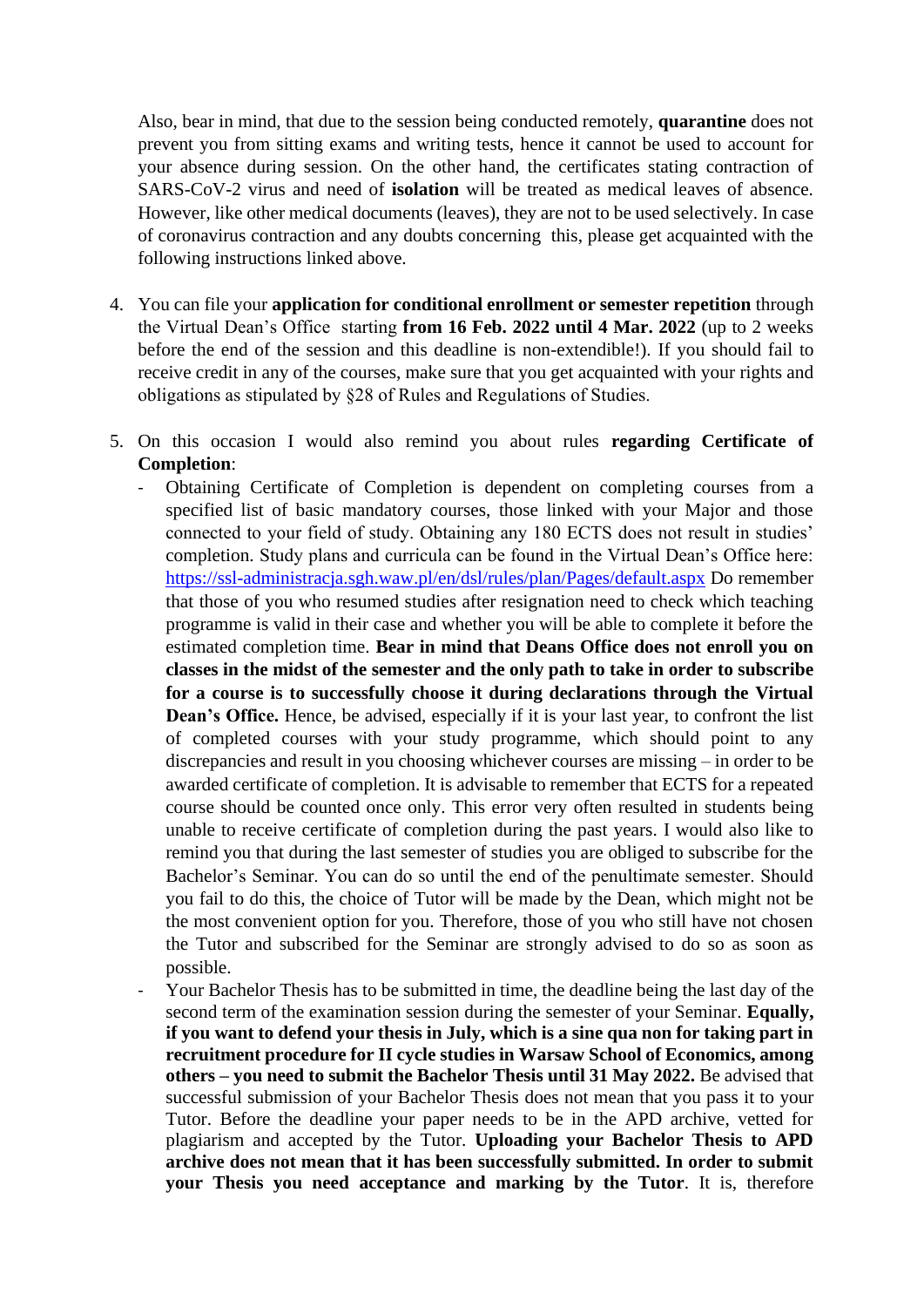Also, bear in mind, that due to the session being conducted remotely, **quarantine** does not prevent you from sitting exams and writing tests, hence it cannot be used to account for your absence during session. On the other hand, the certificates stating contraction of SARS-CoV-2 virus and need of **isolation** will be treated as medical leaves of absence. However, like other medical documents (leaves), they are not to be used selectively. In case of coronavirus contraction and any doubts concerning this, please get acquainted with the following instructions linked above.

4. You can file your **application for conditional enrollment or semester repetition** through the Virtual Dean's Office starting **from 16 Feb. 2022 until 4 Mar. 2022** (up to 2 weeks before the end of the session and this deadline is non-extendible!). If you should fail to receive credit in any of the courses, make sure that you get acquainted with your rights and obligations as stipulated by §28 of Rules and Regulations of Studies.

5. On this occasion I would also remind you about rules **regarding Certificate of Completion**:
   - Obtaining Certificate of Completion is dependent on completing courses from a specified list of basic mandatory courses, those linked with your Major and those connected to your field of study. Obtaining any 180 ECTS does not result in studies' completion. Study plans and curricula can be found in the Virtual Dean's Office here: https://ssl-administracja.sgh.waw.pl/en/dsl/rules/plan/Pages/default.aspx Do remember that those of you who resumed studies after resignation need to check which teaching programme is valid in their case and whether you will be able to complete it before the estimated completion time. **Bear in mind that Deans Office does not enroll you on classes in the midst of the semester and the only path to take in order to subscribe for a course is to successfully choose it during declarations through the Virtual Dean's Office.** Hence, be advised, especially if it is your last year, to confront the list of completed courses with your study programme, which should point to any discrepancies and result in you choosing whichever courses are missing – in order to be awarded certificate of completion. It is advisable to remember that ECTS for a repeated course should be counted once only. This error very often resulted in students being unable to receive certificate of completion during the past years. I would also like to remind you that during the last semester of studies you are obliged to subscribe for the Bachelor's Seminar. You can do so until the end of the penultimate semester. Should you fail to do this, the choice of Tutor will be made by the Dean, which might not be the most convenient option for you. Therefore, those of you who still have not chosen the Tutor and subscribed for the Seminar are strongly advised to do so as soon as possible.
   - Your Bachelor Thesis has to be submitted in time, the deadline being the last day of the second term of the examination session during the semester of your Seminar. **Equally, if you want to defend your thesis in July, which is a sine qua non for taking part in recruitment procedure for II cycle studies in Warsaw School of Economics, among others – you need to submit the Bachelor Thesis until 31 May 2022.** Be advised that successful submission of your Bachelor Thesis does not mean that you pass it to your Tutor. Before the deadline your paper needs to be in the APD archive, vetted for plagiarism and accepted by the Tutor. **Uploading your Bachelor Thesis to APD archive does not mean that it has been successfully submitted. In order to submit your Thesis you need acceptance and marking by the Tutor**. It is, therefore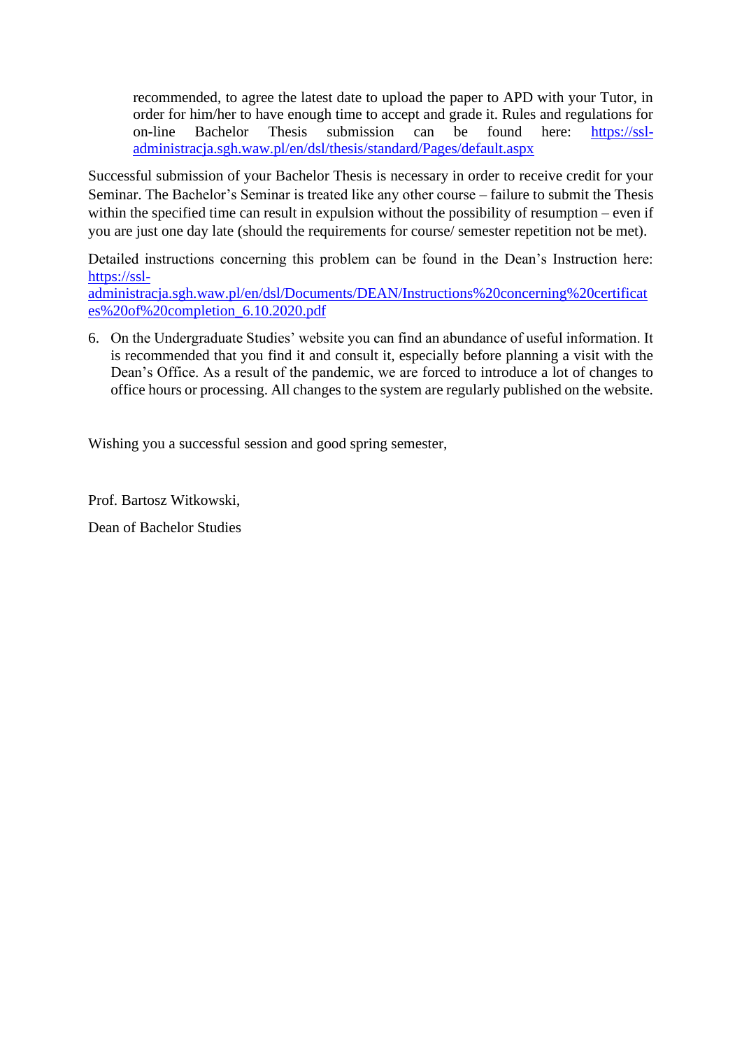recommended, to agree the latest date to upload the paper to APD with your Tutor, in order for him/her to have enough time to accept and grade it. Rules and regulations for on-line Bachelor Thesis submission can be found here: [https://ssl-administracja.sgh.waw.pl/en/dsl/thesis/standard/Pages/default.aspx](https://ssl-administracja.sgh.waw.pl/en/dsl/thesis/standard/Pages/default.aspx)

Successful submission of your Bachelor Thesis is necessary in order to receive credit for your Seminar. The Bachelor's Seminar is treated like any other course – failure to submit the Thesis within the specified time can result in expulsion without the possibility of resumption – even if you are just one day late (should the requirements for course/ semester repetition not be met).

Detailed instructions concerning this problem can be found in the Dean's Instruction here: [https://ssl-administracja.sgh.waw.pl/en/dsl/Documents/DEAN/Instructions%20concerning%20certificates%20of%20completion_6.10.2020.pdf](https://ssl-administracja.sgh.waw.pl/en/dsl/Documents/DEAN/Instructions%20concerning%20certificates%20of%20completion_6.10.2020.pdf)

6. On the Undergraduate Studies' website you can find an abundance of useful information. It is recommended that you find it and consult it, especially before planning a visit with the Dean's Office. As a result of the pandemic, we are forced to introduce a lot of changes to office hours or processing. All changes to the system are regularly published on the website.

Wishing you a successful session and good spring semester,

Prof. Bartosz Witkowski,

Dean of Bachelor Studies